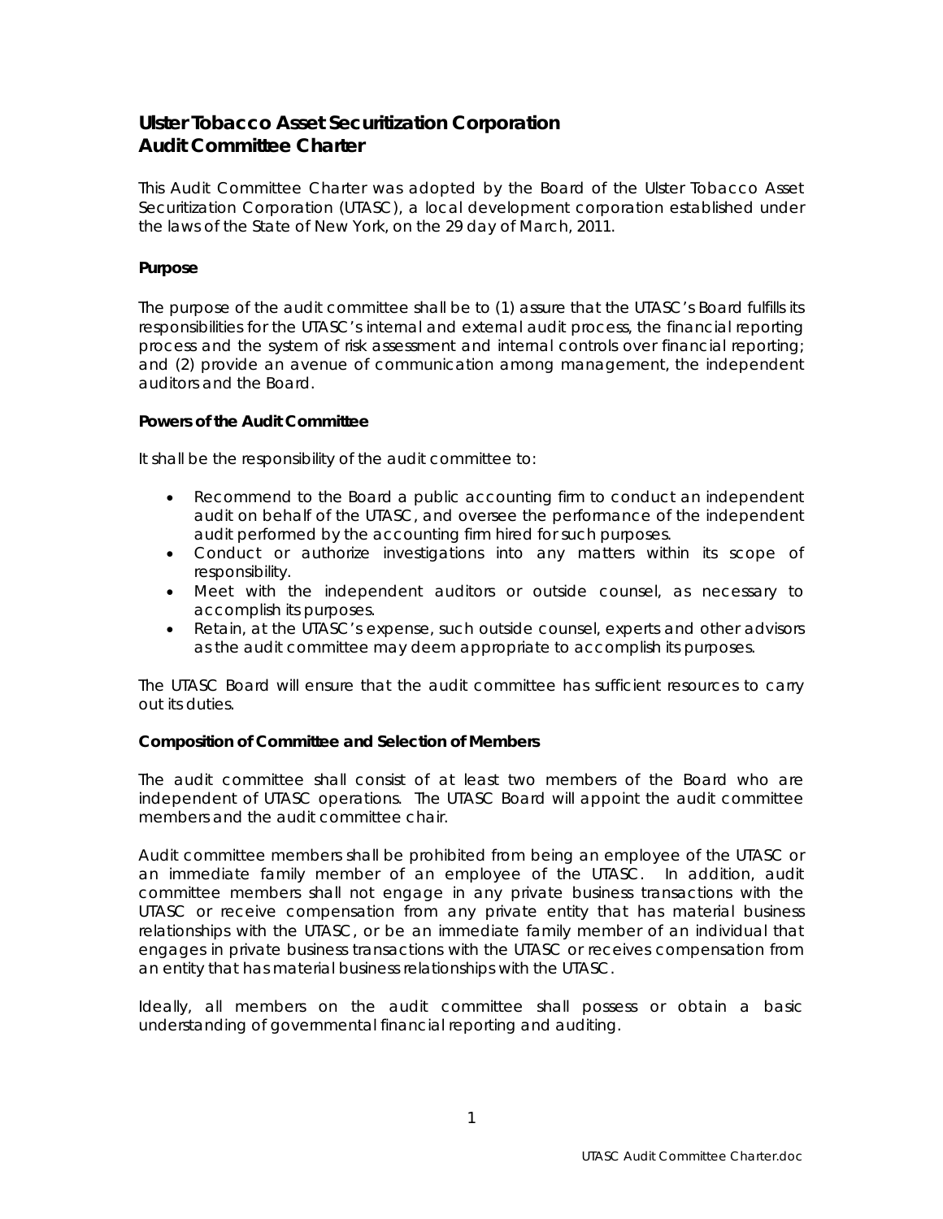# Ulster Tobacco Asset Securitization Corporation
# Audit Committee Charter

This Audit Committee Charter was adopted by the Board of the Ulster Tobacco Asset Securitization Corporation (UTASC), a local development corporation established under the laws of the State of New York, on the 29 day of March, 2011.

**Purpose**

The purpose of the audit committee shall be to (1) assure that the UTASC's Board fulfills its responsibilities for the UTASC's internal and external audit process, the financial reporting process and the system of risk assessment and internal controls over financial reporting; and (2) provide an avenue of communication among management, the independent auditors and the Board.

**Powers of the Audit Committee**

It shall be the responsibility of the audit committee to:

- Recommend to the Board a public accounting firm to conduct an independent audit on behalf of the UTASC, and oversee the performance of the independent audit performed by the accounting firm hired for such purposes.
- Conduct or authorize investigations into any matters within its scope of responsibility.
- Meet with the independent auditors or outside counsel, as necessary to accomplish its purposes.
- Retain, at the UTASC's expense, such outside counsel, experts and other advisors as the audit committee may deem appropriate to accomplish its purposes.

The UTASC Board will ensure that the audit committee has sufficient resources to carry out its duties.

**Composition of Committee and Selection of Members**

The audit committee shall consist of at least two members of the Board who are independent of UTASC operations. The UTASC Board will appoint the audit committee members and the audit committee chair.

Audit committee members shall be prohibited from being an employee of the UTASC or an immediate family member of an employee of the UTASC. In addition, audit committee members shall not engage in any private business transactions with the UTASC or receive compensation from any private entity that has material business relationships with the UTASC, or be an immediate family member of an individual that engages in private business transactions with the UTASC or receives compensation from an entity that has material business relationships with the UTASC.

Ideally, all members on the audit committee shall possess or obtain a basic understanding of governmental financial reporting and auditing.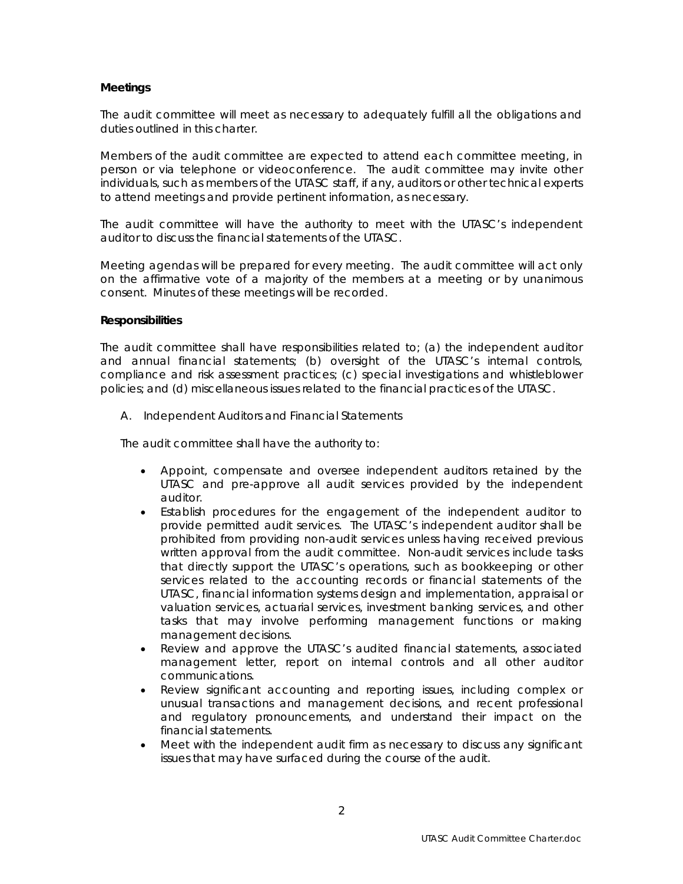**Meetings**

The audit committee will meet as necessary to adequately fulfill all the obligations and duties outlined in this charter.

Members of the audit committee are expected to attend each committee meeting, in person or via telephone or videoconference. The audit committee may invite other individuals, such as members of the UTASC staff, if any, auditors or other technical experts to attend meetings and provide pertinent information, as necessary.

The audit committee will have the authority to meet with the UTASC's independent auditor to discuss the financial statements of the UTASC.

Meeting agendas will be prepared for every meeting. The audit committee will act only on the affirmative vote of a majority of the members at a meeting or by unanimous consent. Minutes of these meetings will be recorded.

**Responsibilities**

The audit committee shall have responsibilities related to; (a) the independent auditor and annual financial statements; (b) oversight of the UTASC's internal controls, compliance and risk assessment practices; (c) special investigations and whistleblower policies; and (d) miscellaneous issues related to the financial practices of the UTASC.

A. Independent Auditors and Financial Statements

The audit committee shall have the authority to:

- Appoint, compensate and oversee independent auditors retained by the UTASC and pre-approve all audit services provided by the independent auditor.
- Establish procedures for the engagement of the independent auditor to provide permitted audit services. The UTASC's independent auditor shall be prohibited from providing non-audit services unless having received previous written approval from the audit committee. Non-audit services include tasks that directly support the UTASC's operations, such as bookkeeping or other services related to the accounting records or financial statements of the UTASC, financial information systems design and implementation, appraisal or valuation services, actuarial services, investment banking services, and other tasks that may involve performing management functions or making management decisions.
- Review and approve the UTASC's audited financial statements, associated management letter, report on internal controls and all other auditor communications.
- Review significant accounting and reporting issues, including complex or unusual transactions and management decisions, and recent professional and regulatory pronouncements, and understand their impact on the financial statements.
- Meet with the independent audit firm as necessary to discuss any significant issues that may have surfaced during the course of the audit.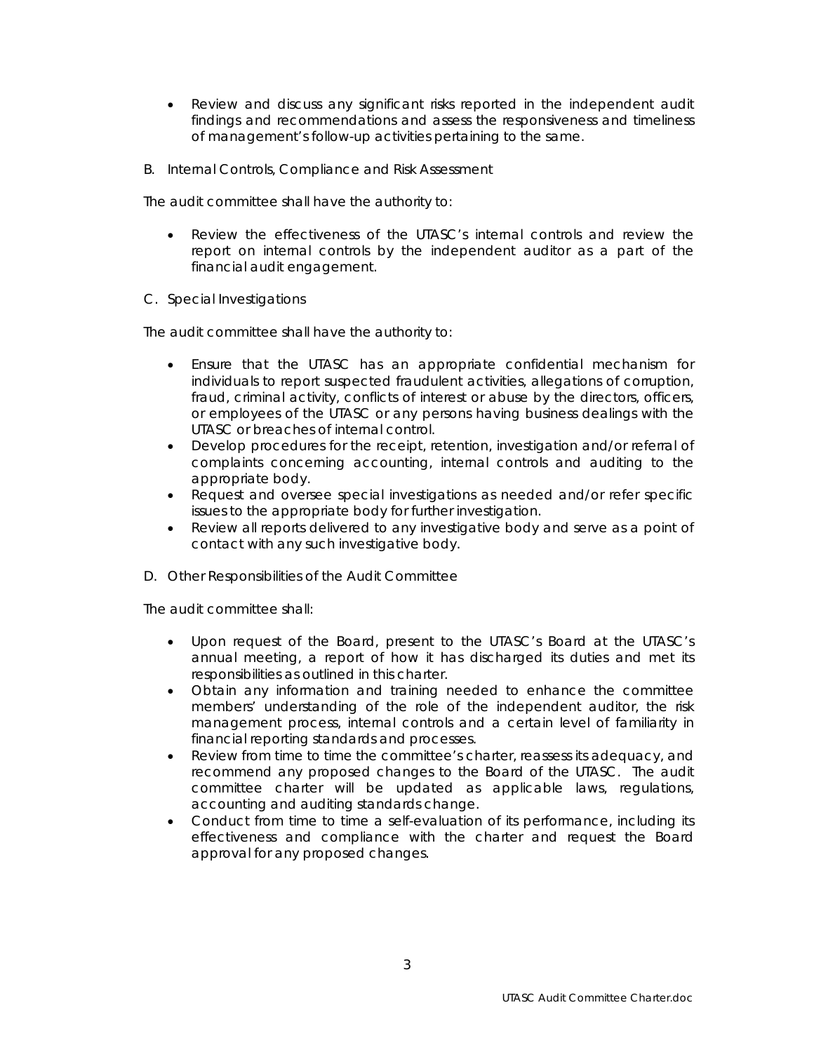- Review and discuss any significant risks reported in the independent audit findings and recommendations and assess the responsiveness and timeliness of management's follow-up activities pertaining to the same.

B. Internal Controls, Compliance and Risk Assessment

The audit committee shall have the authority to:

- Review the effectiveness of the UTASC's internal controls and review the report on internal controls by the independent auditor as a part of the financial audit engagement.

C. Special Investigations

The audit committee shall have the authority to:

- Ensure that the UTASC has an appropriate confidential mechanism for individuals to report suspected fraudulent activities, allegations of corruption, fraud, criminal activity, conflicts of interest or abuse by the directors, officers, or employees of the UTASC or any persons having business dealings with the UTASC or breaches of internal control.
- Develop procedures for the receipt, retention, investigation and/or referral of complaints concerning accounting, internal controls and auditing to the appropriate body.
- Request and oversee special investigations as needed and/or refer specific issues to the appropriate body for further investigation.
- Review all reports delivered to any investigative body and serve as a point of contact with any such investigative body.

D. Other Responsibilities of the Audit Committee

The audit committee shall:

- Upon request of the Board, present to the UTASC's Board at the UTASC's annual meeting, a report of how it has discharged its duties and met its responsibilities as outlined in this charter.
- Obtain any information and training needed to enhance the committee members' understanding of the role of the independent auditor, the risk management process, internal controls and a certain level of familiarity in financial reporting standards and processes.
- Review from time to time the committee's charter, reassess its adequacy, and recommend any proposed changes to the Board of the UTASC. The audit committee charter will be updated as applicable laws, regulations, accounting and auditing standards change.
- Conduct from time to time a self-evaluation of its performance, including its effectiveness and compliance with the charter and request the Board approval for any proposed changes.